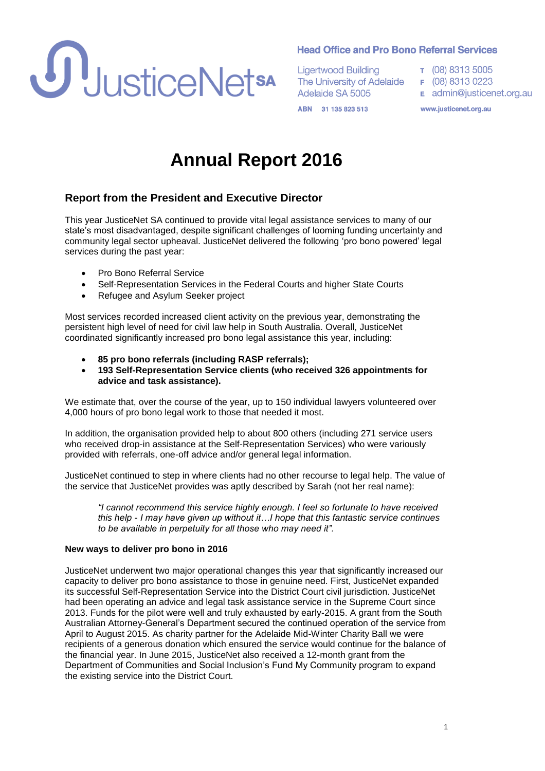JusticeNet SA

**Head Office and Pro Bono Referral Services**

Ligertwood Building
The University of Adelaide
Adelaide SA 5005

T (08) 8313 5005
F (08) 8313 0223
E admin@justicenet.org.au

**ABN 31 135 823 513**

**www.justicenet.org.au**

# Annual Report 2016

## Report from the President and Executive Director

This year JusticeNet SA continued to provide vital legal assistance services to many of our state's most disadvantaged, despite significant challenges of looming funding uncertainty and community legal sector upheaval. JusticeNet delivered the following 'pro bono powered' legal services during the past year:

- Pro Bono Referral Service
- Self-Representation Services in the Federal Courts and higher State Courts
- Refugee and Asylum Seeker project

Most services recorded increased client activity on the previous year, demonstrating the persistent high level of need for civil law help in South Australia. Overall, JusticeNet coordinated significantly increased pro bono legal assistance this year, including:

- **85 pro bono referrals (including RASP referrals);**
- **193 Self-Representation Service clients (who received 326 appointments for advice and task assistance).**

We estimate that, over the course of the year, up to 150 individual lawyers volunteered over 4,000 hours of pro bono legal work to those that needed it most.

In addition, the organisation provided help to about 800 others (including 271 service users who received drop-in assistance at the Self-Representation Services) who were variously provided with referrals, one-off advice and/or general legal information.

JusticeNet continued to step in where clients had no other recourse to legal help. The value of the service that JusticeNet provides was aptly described by Sarah (not her real name):

> *"I cannot recommend this service highly enough. I feel so fortunate to have received this help - I may have given up without it…I hope that this fantastic service continues to be available in perpetuity for all those who may need it".*

**New ways to deliver pro bono in 2016**

JusticeNet underwent two major operational changes this year that significantly increased our capacity to deliver pro bono assistance to those in genuine need. First, JusticeNet expanded its successful Self-Representation Service into the District Court civil jurisdiction. JusticeNet had been operating an advice and legal task assistance service in the Supreme Court since 2013. Funds for the pilot were well and truly exhausted by early-2015. A grant from the South Australian Attorney-General's Department secured the continued operation of the service from April to August 2015. As charity partner for the Adelaide Mid-Winter Charity Ball we were recipients of a generous donation which ensured the service would continue for the balance of the financial year. In June 2015, JusticeNet also received a 12-month grant from the Department of Communities and Social Inclusion's Fund My Community program to expand the existing service into the District Court.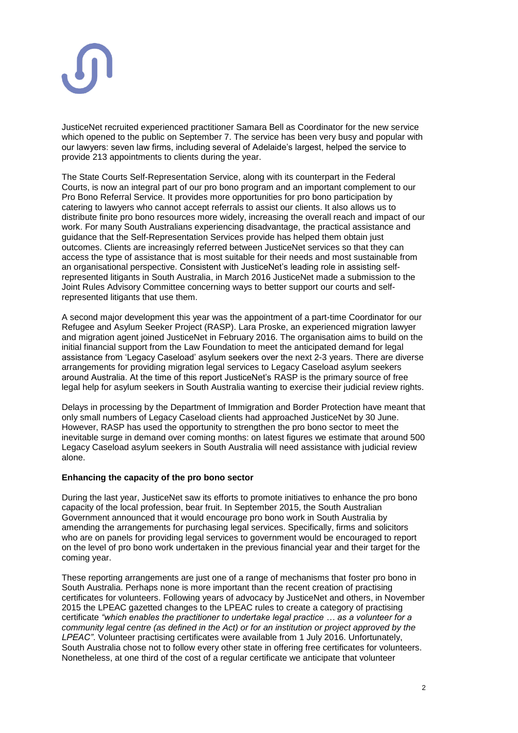JusticeNet recruited experienced practitioner Samara Bell as Coordinator for the new service which opened to the public on September 7. The service has been very busy and popular with our lawyers: seven law firms, including several of Adelaide's largest, helped the service to provide 213 appointments to clients during the year.

The State Courts Self-Representation Service, along with its counterpart in the Federal Courts, is now an integral part of our pro bono program and an important complement to our Pro Bono Referral Service. It provides more opportunities for pro bono participation by catering to lawyers who cannot accept referrals to assist our clients. It also allows us to distribute finite pro bono resources more widely, increasing the overall reach and impact of our work. For many South Australians experiencing disadvantage, the practical assistance and guidance that the Self-Representation Services provide has helped them obtain just outcomes. Clients are increasingly referred between JusticeNet services so that they can access the type of assistance that is most suitable for their needs and most sustainable from an organisational perspective. Consistent with JusticeNet's leading role in assisting self-represented litigants in South Australia, in March 2016 JusticeNet made a submission to the Joint Rules Advisory Committee concerning ways to better support our courts and self-represented litigants that use them.

A second major development this year was the appointment of a part-time Coordinator for our Refugee and Asylum Seeker Project (RASP). Lara Proske, an experienced migration lawyer and migration agent joined JusticeNet in February 2016. The organisation aims to build on the initial financial support from the Law Foundation to meet the anticipated demand for legal assistance from 'Legacy Caseload' asylum seekers over the next 2-3 years. There are diverse arrangements for providing migration legal services to Legacy Caseload asylum seekers around Australia. At the time of this report JusticeNet's RASP is the primary source of free legal help for asylum seekers in South Australia wanting to exercise their judicial review rights.

Delays in processing by the Department of Immigration and Border Protection have meant that only small numbers of Legacy Caseload clients had approached JusticeNet by 30 June. However, RASP has used the opportunity to strengthen the pro bono sector to meet the inevitable surge in demand over coming months: on latest figures we estimate that around 500 Legacy Caseload asylum seekers in South Australia will need assistance with judicial review alone.

**Enhancing the capacity of the pro bono sector**

During the last year, JusticeNet saw its efforts to promote initiatives to enhance the pro bono capacity of the local profession, bear fruit. In September 2015, the South Australian Government announced that it would encourage pro bono work in South Australia by amending the arrangements for purchasing legal services. Specifically, firms and solicitors who are on panels for providing legal services to government would be encouraged to report on the level of pro bono work undertaken in the previous financial year and their target for the coming year.

These reporting arrangements are just one of a range of mechanisms that foster pro bono in South Australia. Perhaps none is more important than the recent creation of practising certificates for volunteers. Following years of advocacy by JusticeNet and others, in November 2015 the LPEAC gazetted changes to the LPEAC rules to create a category of practising certificate *"which enables the practitioner to undertake legal practice … as a volunteer for a community legal centre (as defined in the Act) or for an institution or project approved by the LPEAC"*. Volunteer practising certificates were available from 1 July 2016. Unfortunately, South Australia chose not to follow every other state in offering free certificates for volunteers. Nonetheless, at one third of the cost of a regular certificate we anticipate that volunteer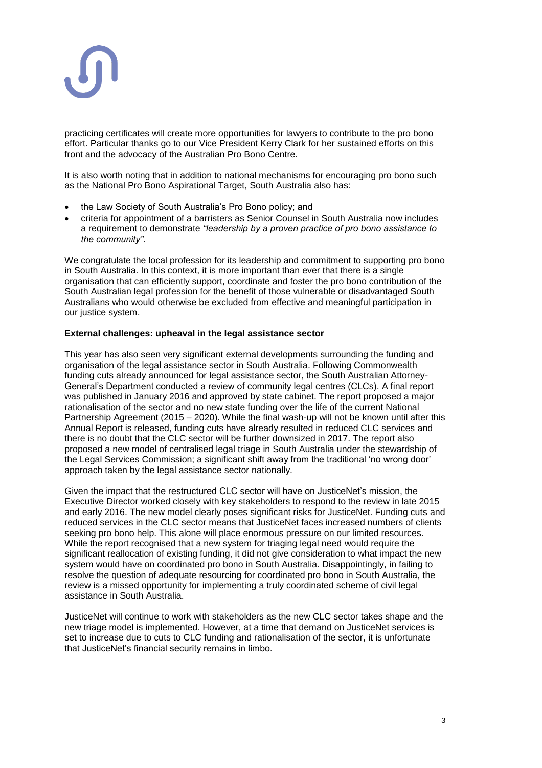practicing certificates will create more opportunities for lawyers to contribute to the pro bono effort. Particular thanks go to our Vice President Kerry Clark for her sustained efforts on this front and the advocacy of the Australian Pro Bono Centre.

It is also worth noting that in addition to national mechanisms for encouraging pro bono such as the National Pro Bono Aspirational Target, South Australia also has:

- the Law Society of South Australia's Pro Bono policy; and
- criteria for appointment of a barristers as Senior Counsel in South Australia now includes a requirement to demonstrate *"leadership by a proven practice of pro bono assistance to the community"*.

We congratulate the local profession for its leadership and commitment to supporting pro bono in South Australia. In this context, it is more important than ever that there is a single organisation that can efficiently support, coordinate and foster the pro bono contribution of the South Australian legal profession for the benefit of those vulnerable or disadvantaged South Australians who would otherwise be excluded from effective and meaningful participation in our justice system.

**External challenges: upheaval in the legal assistance sector**

This year has also seen very significant external developments surrounding the funding and organisation of the legal assistance sector in South Australia. Following Commonwealth funding cuts already announced for legal assistance sector, the South Australian Attorney-General's Department conducted a review of community legal centres (CLCs). A final report was published in January 2016 and approved by state cabinet. The report proposed a major rationalisation of the sector and no new state funding over the life of the current National Partnership Agreement (2015 – 2020). While the final wash-up will not be known until after this Annual Report is released, funding cuts have already resulted in reduced CLC services and there is no doubt that the CLC sector will be further downsized in 2017. The report also proposed a new model of centralised legal triage in South Australia under the stewardship of the Legal Services Commission; a significant shift away from the traditional 'no wrong door' approach taken by the legal assistance sector nationally.

Given the impact that the restructured CLC sector will have on JusticeNet's mission, the Executive Director worked closely with key stakeholders to respond to the review in late 2015 and early 2016. The new model clearly poses significant risks for JusticeNet. Funding cuts and reduced services in the CLC sector means that JusticeNet faces increased numbers of clients seeking pro bono help. This alone will place enormous pressure on our limited resources. While the report recognised that a new system for triaging legal need would require the significant reallocation of existing funding, it did not give consideration to what impact the new system would have on coordinated pro bono in South Australia. Disappointingly, in failing to resolve the question of adequate resourcing for coordinated pro bono in South Australia, the review is a missed opportunity for implementing a truly coordinated scheme of civil legal assistance in South Australia.

JusticeNet will continue to work with stakeholders as the new CLC sector takes shape and the new triage model is implemented. However, at a time that demand on JusticeNet services is set to increase due to cuts to CLC funding and rationalisation of the sector, it is unfortunate that JusticeNet's financial security remains in limbo.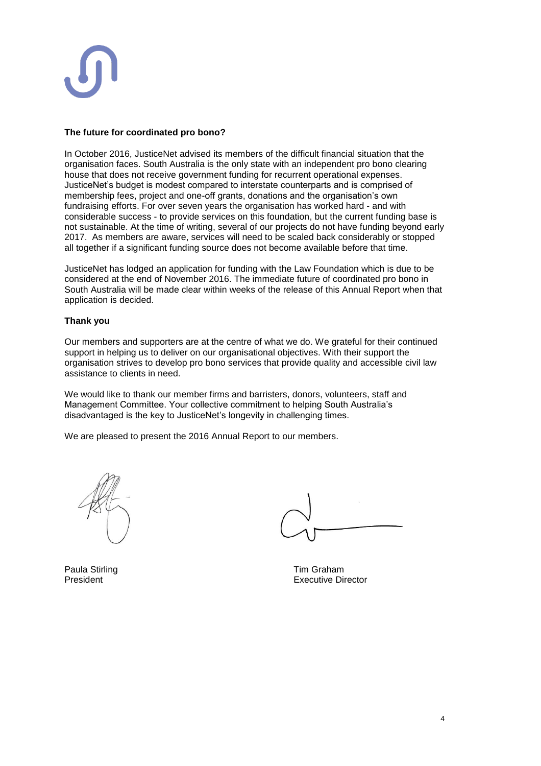**The future for coordinated pro bono?**

In October 2016, JusticeNet advised its members of the difficult financial situation that the organisation faces. South Australia is the only state with an independent pro bono clearing house that does not receive government funding for recurrent operational expenses. JusticeNet's budget is modest compared to interstate counterparts and is comprised of membership fees, project and one-off grants, donations and the organisation's own fundraising efforts. For over seven years the organisation has worked hard - and with considerable success - to provide services on this foundation, but the current funding base is not sustainable. At the time of writing, several of our projects do not have funding beyond early 2017. As members are aware, services will need to be scaled back considerably or stopped all together if a significant funding source does not become available before that time.

JusticeNet has lodged an application for funding with the Law Foundation which is due to be considered at the end of November 2016. The immediate future of coordinated pro bono in South Australia will be made clear within weeks of the release of this Annual Report when that application is decided.

**Thank you**

Our members and supporters are at the centre of what we do. We grateful for their continued support in helping us to deliver on our organisational objectives. With their support the organisation strives to develop pro bono services that provide quality and accessible civil law assistance to clients in need.

We would like to thank our member firms and barristers, donors, volunteers, staff and Management Committee. Your collective commitment to helping South Australia's disadvantaged is the key to JusticeNet's longevity in challenging times.

We are pleased to present the 2016 Annual Report to our members.

Paula Stirling
President

Tim Graham
Executive Director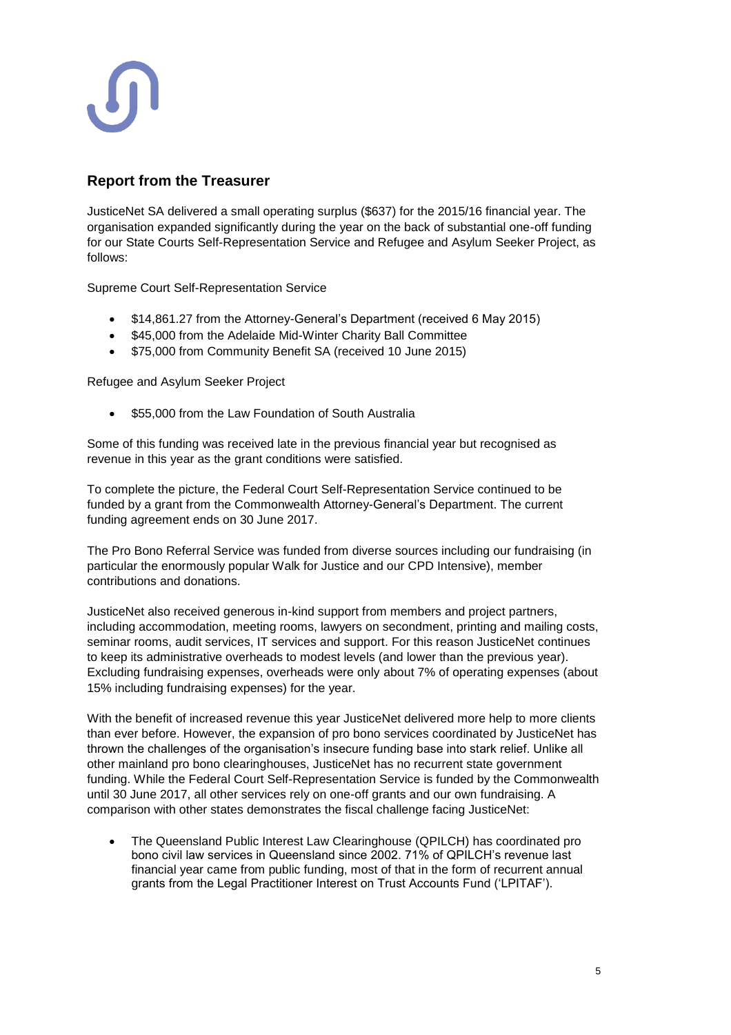## Report from the Treasurer

JusticeNet SA delivered a small operating surplus ($637) for the 2015/16 financial year. The organisation expanded significantly during the year on the back of substantial one-off funding for our State Courts Self-Representation Service and Refugee and Asylum Seeker Project, as follows:

Supreme Court Self-Representation Service

- $14,861.27 from the Attorney-General's Department (received 6 May 2015)
- $45,000 from the Adelaide Mid-Winter Charity Ball Committee
- $75,000 from Community Benefit SA (received 10 June 2015)

Refugee and Asylum Seeker Project

- $55,000 from the Law Foundation of South Australia

Some of this funding was received late in the previous financial year but recognised as revenue in this year as the grant conditions were satisfied.

To complete the picture, the Federal Court Self-Representation Service continued to be funded by a grant from the Commonwealth Attorney-General's Department. The current funding agreement ends on 30 June 2017.

The Pro Bono Referral Service was funded from diverse sources including our fundraising (in particular the enormously popular Walk for Justice and our CPD Intensive), member contributions and donations.

JusticeNet also received generous in-kind support from members and project partners, including accommodation, meeting rooms, lawyers on secondment, printing and mailing costs, seminar rooms, audit services, IT services and support. For this reason JusticeNet continues to keep its administrative overheads to modest levels (and lower than the previous year). Excluding fundraising expenses, overheads were only about 7% of operating expenses (about 15% including fundraising expenses) for the year.

With the benefit of increased revenue this year JusticeNet delivered more help to more clients than ever before. However, the expansion of pro bono services coordinated by JusticeNet has thrown the challenges of the organisation's insecure funding base into stark relief. Unlike all other mainland pro bono clearinghouses, JusticeNet has no recurrent state government funding. While the Federal Court Self-Representation Service is funded by the Commonwealth until 30 June 2017, all other services rely on one-off grants and our own fundraising. A comparison with other states demonstrates the fiscal challenge facing JusticeNet:

- The Queensland Public Interest Law Clearinghouse (QPILCH) has coordinated pro bono civil law services in Queensland since 2002. 71% of QPILCH's revenue last financial year came from public funding, most of that in the form of recurrent annual grants from the Legal Practitioner Interest on Trust Accounts Fund ('LPITAF').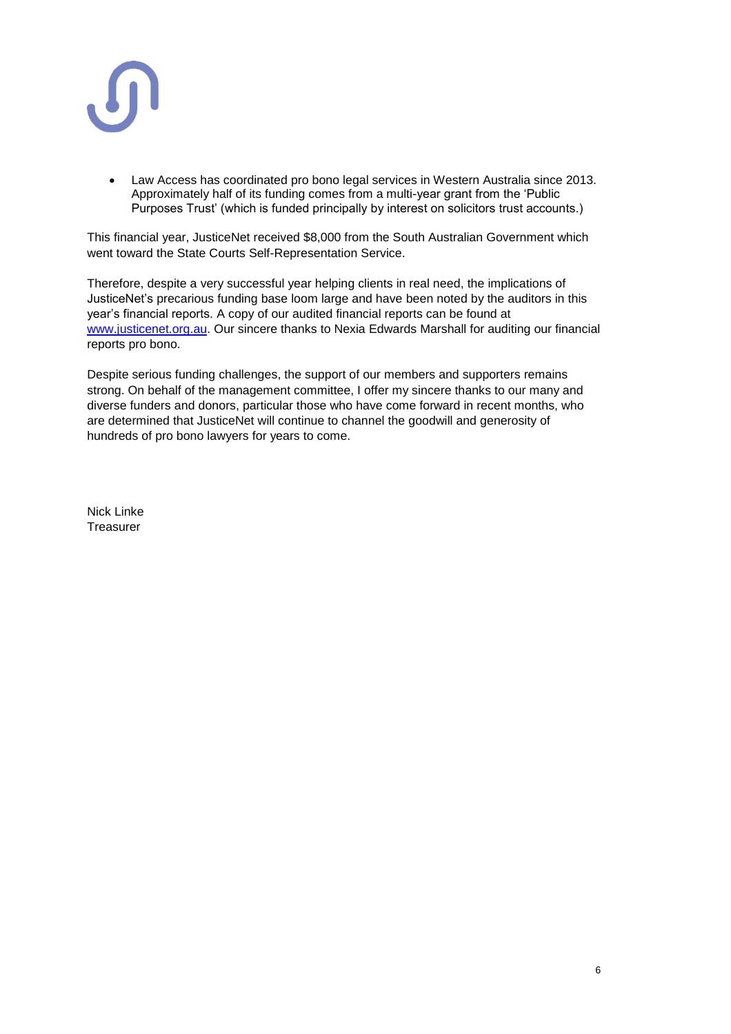- Law Access has coordinated pro bono legal services in Western Australia since 2013. Approximately half of its funding comes from a multi-year grant from the 'Public Purposes Trust' (which is funded principally by interest on solicitors trust accounts.)

This financial year, JusticeNet received $8,000 from the South Australian Government which went toward the State Courts Self-Representation Service.

Therefore, despite a very successful year helping clients in real need, the implications of JusticeNet's precarious funding base loom large and have been noted by the auditors in this year's financial reports. A copy of our audited financial reports can be found at www.justicenet.org.au. Our sincere thanks to Nexia Edwards Marshall for auditing our financial reports pro bono.

Despite serious funding challenges, the support of our members and supporters remains strong. On behalf of the management committee, I offer my sincere thanks to our many and diverse funders and donors, particular those who have come forward in recent months, who are determined that JusticeNet will continue to channel the goodwill and generosity of hundreds of pro bono lawyers for years to come.

Nick Linke
Treasurer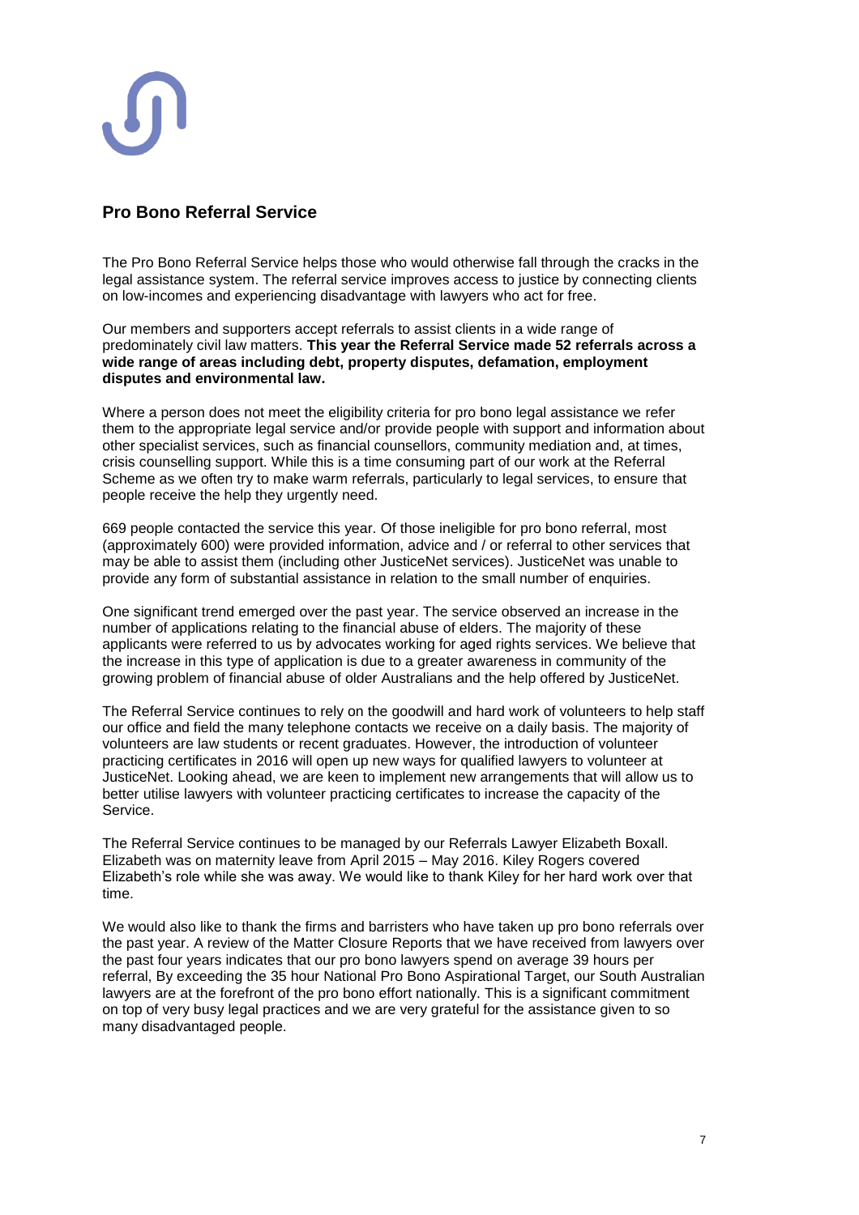## Pro Bono Referral Service

The Pro Bono Referral Service helps those who would otherwise fall through the cracks in the legal assistance system. The referral service improves access to justice by connecting clients on low-incomes and experiencing disadvantage with lawyers who act for free.

Our members and supporters accept referrals to assist clients in a wide range of predominately civil law matters. **This year the Referral Service made 52 referrals across a wide range of areas including debt, property disputes, defamation, employment disputes and environmental law.**

Where a person does not meet the eligibility criteria for pro bono legal assistance we refer them to the appropriate legal service and/or provide people with support and information about other specialist services, such as financial counsellors, community mediation and, at times, crisis counselling support. While this is a time consuming part of our work at the Referral Scheme as we often try to make warm referrals, particularly to legal services, to ensure that people receive the help they urgently need.

669 people contacted the service this year. Of those ineligible for pro bono referral, most (approximately 600) were provided information, advice and / or referral to other services that may be able to assist them (including other JusticeNet services). JusticeNet was unable to provide any form of substantial assistance in relation to the small number of enquiries.

One significant trend emerged over the past year. The service observed an increase in the number of applications relating to the financial abuse of elders. The majority of these applicants were referred to us by advocates working for aged rights services. We believe that the increase in this type of application is due to a greater awareness in community of the growing problem of financial abuse of older Australians and the help offered by JusticeNet.

The Referral Service continues to rely on the goodwill and hard work of volunteers to help staff our office and field the many telephone contacts we receive on a daily basis. The majority of volunteers are law students or recent graduates. However, the introduction of volunteer practicing certificates in 2016 will open up new ways for qualified lawyers to volunteer at JusticeNet. Looking ahead, we are keen to implement new arrangements that will allow us to better utilise lawyers with volunteer practicing certificates to increase the capacity of the Service.

The Referral Service continues to be managed by our Referrals Lawyer Elizabeth Boxall. Elizabeth was on maternity leave from April 2015 – May 2016. Kiley Rogers covered Elizabeth's role while she was away. We would like to thank Kiley for her hard work over that time.

We would also like to thank the firms and barristers who have taken up pro bono referrals over the past year. A review of the Matter Closure Reports that we have received from lawyers over the past four years indicates that our pro bono lawyers spend on average 39 hours per referral, By exceeding the 35 hour National Pro Bono Aspirational Target, our South Australian lawyers are at the forefront of the pro bono effort nationally. This is a significant commitment on top of very busy legal practices and we are very grateful for the assistance given to so many disadvantaged people.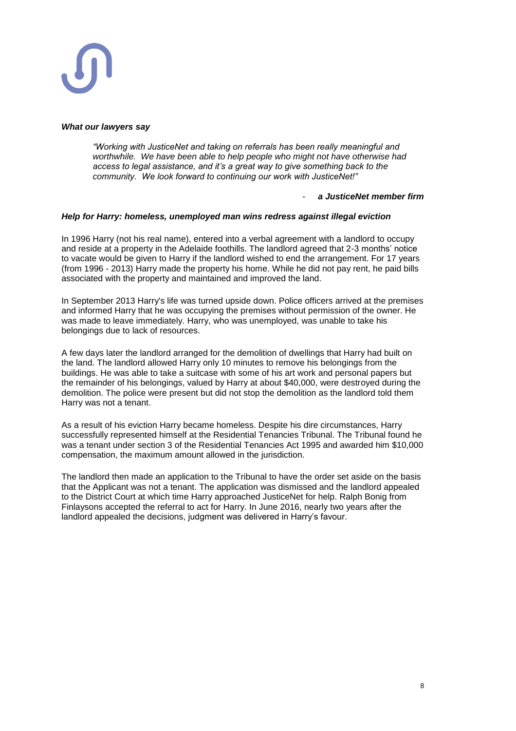### *What our lawyers say*

> *"Working with JusticeNet and taking on referrals has been really meaningful and worthwhile. We have been able to help people who might not have otherwise had access to legal assistance, and it's a great way to give something back to the community. We look forward to continuing our work with JusticeNet!"*

- ***a JusticeNet member firm***

### *Help for Harry: homeless, unemployed man wins redress against illegal eviction*

In 1996 Harry (not his real name), entered into a verbal agreement with a landlord to occupy and reside at a property in the Adelaide foothills. The landlord agreed that 2-3 months' notice to vacate would be given to Harry if the landlord wished to end the arrangement. For 17 years (from 1996 - 2013) Harry made the property his home. While he did not pay rent, he paid bills associated with the property and maintained and improved the land.

In September 2013 Harry's life was turned upside down. Police officers arrived at the premises and informed Harry that he was occupying the premises without permission of the owner. He was made to leave immediately. Harry, who was unemployed, was unable to take his belongings due to lack of resources.

A few days later the landlord arranged for the demolition of dwellings that Harry had built on the land. The landlord allowed Harry only 10 minutes to remove his belongings from the buildings. He was able to take a suitcase with some of his art work and personal papers but the remainder of his belongings, valued by Harry at about $40,000, were destroyed during the demolition. The police were present but did not stop the demolition as the landlord told them Harry was not a tenant.

As a result of his eviction Harry became homeless. Despite his dire circumstances, Harry successfully represented himself at the Residential Tenancies Tribunal. The Tribunal found he was a tenant under section 3 of the Residential Tenancies Act 1995 and awarded him $10,000 compensation, the maximum amount allowed in the jurisdiction.

The landlord then made an application to the Tribunal to have the order set aside on the basis that the Applicant was not a tenant. The application was dismissed and the landlord appealed to the District Court at which time Harry approached JusticeNet for help. Ralph Bonig from Finlaysons accepted the referral to act for Harry. In June 2016, nearly two years after the landlord appealed the decisions, judgment was delivered in Harry's favour.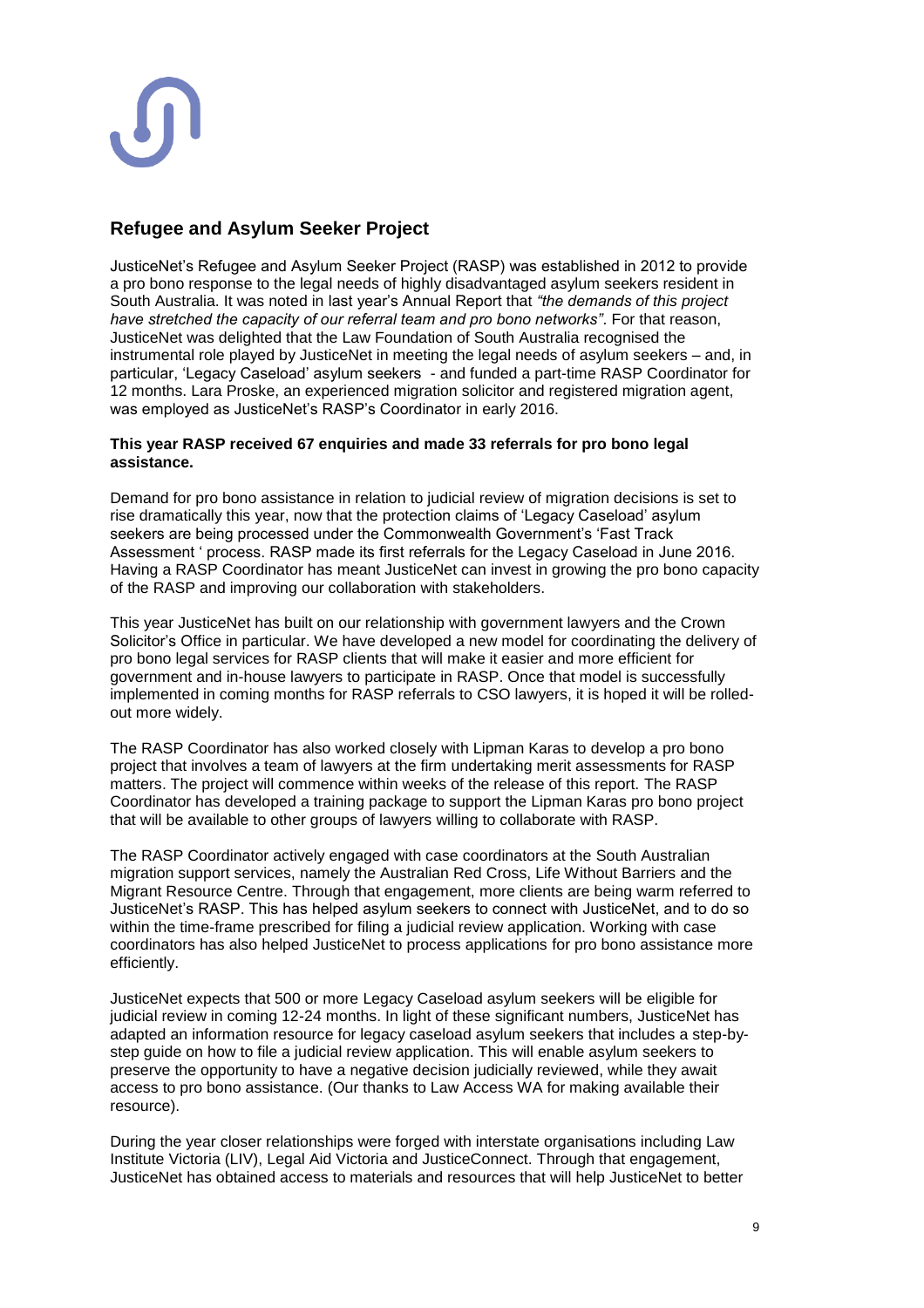## Refugee and Asylum Seeker Project

JusticeNet's Refugee and Asylum Seeker Project (RASP) was established in 2012 to provide a pro bono response to the legal needs of highly disadvantaged asylum seekers resident in South Australia. It was noted in last year's Annual Report that *"the demands of this project have stretched the capacity of our referral team and pro bono networks"*. For that reason, JusticeNet was delighted that the Law Foundation of South Australia recognised the instrumental role played by JusticeNet in meeting the legal needs of asylum seekers – and, in particular, 'Legacy Caseload' asylum seekers - and funded a part-time RASP Coordinator for 12 months. Lara Proske, an experienced migration solicitor and registered migration agent, was employed as JusticeNet's RASP's Coordinator in early 2016.

**This year RASP received 67 enquiries and made 33 referrals for pro bono legal assistance.**

Demand for pro bono assistance in relation to judicial review of migration decisions is set to rise dramatically this year, now that the protection claims of 'Legacy Caseload' asylum seekers are being processed under the Commonwealth Government's 'Fast Track Assessment ' process. RASP made its first referrals for the Legacy Caseload in June 2016. Having a RASP Coordinator has meant JusticeNet can invest in growing the pro bono capacity of the RASP and improving our collaboration with stakeholders.

This year JusticeNet has built on our relationship with government lawyers and the Crown Solicitor's Office in particular. We have developed a new model for coordinating the delivery of pro bono legal services for RASP clients that will make it easier and more efficient for government and in-house lawyers to participate in RASP. Once that model is successfully implemented in coming months for RASP referrals to CSO lawyers, it is hoped it will be rolled-out more widely.

The RASP Coordinator has also worked closely with Lipman Karas to develop a pro bono project that involves a team of lawyers at the firm undertaking merit assessments for RASP matters. The project will commence within weeks of the release of this report. The RASP Coordinator has developed a training package to support the Lipman Karas pro bono project that will be available to other groups of lawyers willing to collaborate with RASP.

The RASP Coordinator actively engaged with case coordinators at the South Australian migration support services, namely the Australian Red Cross, Life Without Barriers and the Migrant Resource Centre. Through that engagement, more clients are being warm referred to JusticeNet's RASP. This has helped asylum seekers to connect with JusticeNet, and to do so within the time-frame prescribed for filing a judicial review application. Working with case coordinators has also helped JusticeNet to process applications for pro bono assistance more efficiently.

JusticeNet expects that 500 or more Legacy Caseload asylum seekers will be eligible for judicial review in coming 12-24 months. In light of these significant numbers, JusticeNet has adapted an information resource for legacy caseload asylum seekers that includes a step-by-step guide on how to file a judicial review application. This will enable asylum seekers to preserve the opportunity to have a negative decision judicially reviewed, while they await access to pro bono assistance. (Our thanks to Law Access WA for making available their resource).

During the year closer relationships were forged with interstate organisations including Law Institute Victoria (LIV), Legal Aid Victoria and JusticeConnect. Through that engagement, JusticeNet has obtained access to materials and resources that will help JusticeNet to better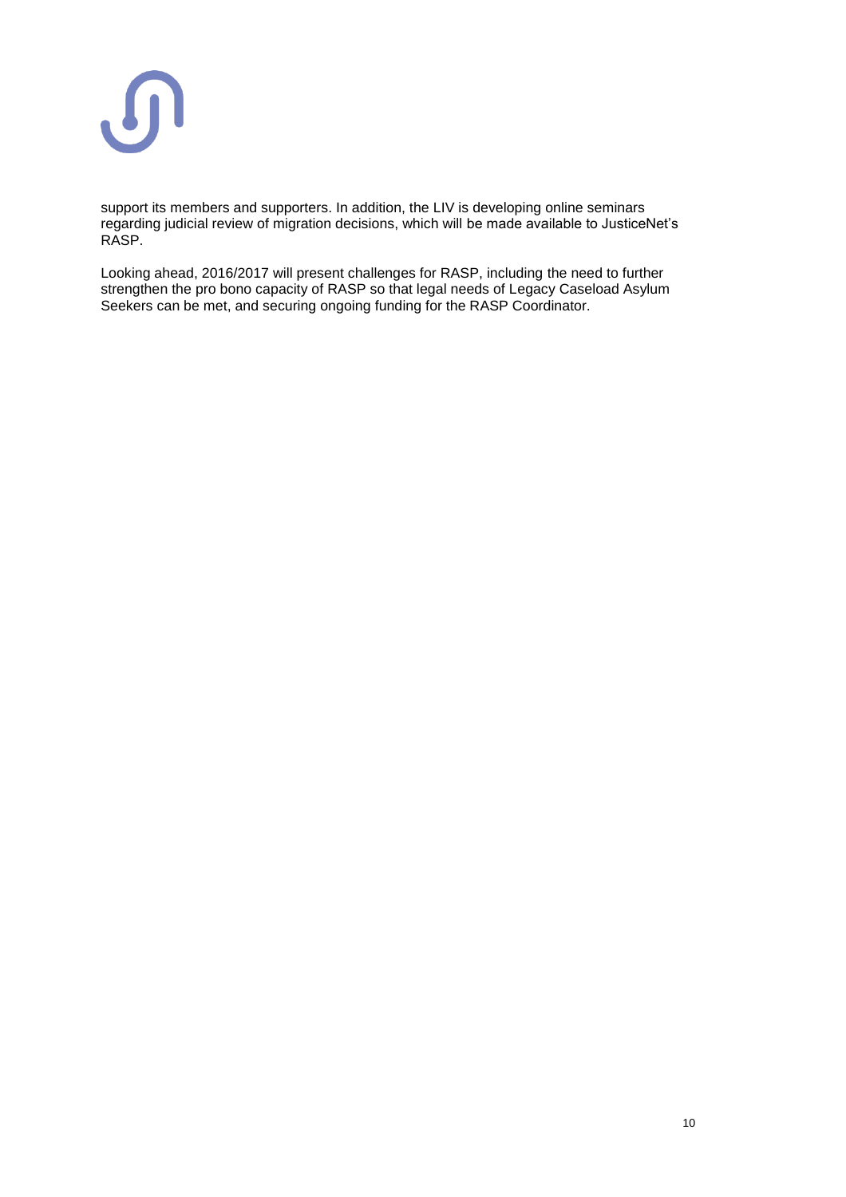support its members and supporters. In addition, the LIV is developing online seminars regarding judicial review of migration decisions, which will be made available to JusticeNet's RASP.

Looking ahead, 2016/2017 will present challenges for RASP, including the need to further strengthen the pro bono capacity of RASP so that legal needs of Legacy Caseload Asylum Seekers can be met, and securing ongoing funding for the RASP Coordinator.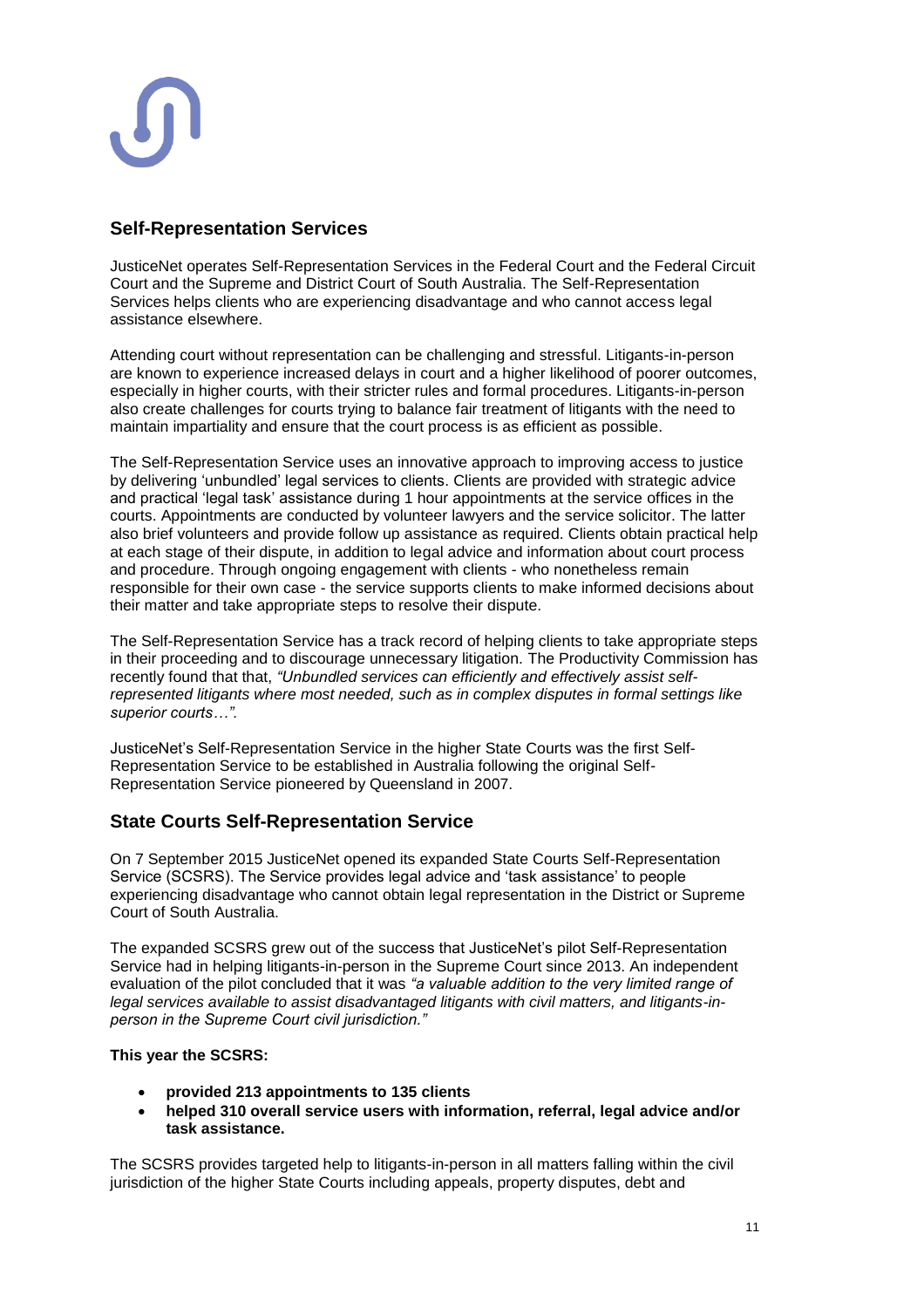## Self-Representation Services

JusticeNet operates Self-Representation Services in the Federal Court and the Federal Circuit Court and the Supreme and District Court of South Australia. The Self-Representation Services helps clients who are experiencing disadvantage and who cannot access legal assistance elsewhere.

Attending court without representation can be challenging and stressful. Litigants-in-person are known to experience increased delays in court and a higher likelihood of poorer outcomes, especially in higher courts, with their stricter rules and formal procedures. Litigants-in-person also create challenges for courts trying to balance fair treatment of litigants with the need to maintain impartiality and ensure that the court process is as efficient as possible.

The Self-Representation Service uses an innovative approach to improving access to justice by delivering 'unbundled' legal services to clients. Clients are provided with strategic advice and practical 'legal task' assistance during 1 hour appointments at the service offices in the courts. Appointments are conducted by volunteer lawyers and the service solicitor. The latter also brief volunteers and provide follow up assistance as required. Clients obtain practical help at each stage of their dispute, in addition to legal advice and information about court process and procedure. Through ongoing engagement with clients - who nonetheless remain responsible for their own case - the service supports clients to make informed decisions about their matter and take appropriate steps to resolve their dispute.

The Self-Representation Service has a track record of helping clients to take appropriate steps in their proceeding and to discourage unnecessary litigation. The Productivity Commission has recently found that that, *"Unbundled services can efficiently and effectively assist self-represented litigants where most needed, such as in complex disputes in formal settings like superior courts…"*.

JusticeNet's Self-Representation Service in the higher State Courts was the first Self-Representation Service to be established in Australia following the original Self-Representation Service pioneered by Queensland in 2007.

## State Courts Self-Representation Service

On 7 September 2015 JusticeNet opened its expanded State Courts Self-Representation Service (SCSRS). The Service provides legal advice and 'task assistance' to people experiencing disadvantage who cannot obtain legal representation in the District or Supreme Court of South Australia.

The expanded SCSRS grew out of the success that JusticeNet's pilot Self-Representation Service had in helping litigants-in-person in the Supreme Court since 2013. An independent evaluation of the pilot concluded that it was *"a valuable addition to the very limited range of legal services available to assist disadvantaged litigants with civil matters, and litigants-in-person in the Supreme Court civil jurisdiction."*

**This year the SCSRS:**

- **provided 213 appointments to 135 clients**
- **helped 310 overall service users with information, referral, legal advice and/or task assistance.**

The SCSRS provides targeted help to litigants-in-person in all matters falling within the civil jurisdiction of the higher State Courts including appeals, property disputes, debt and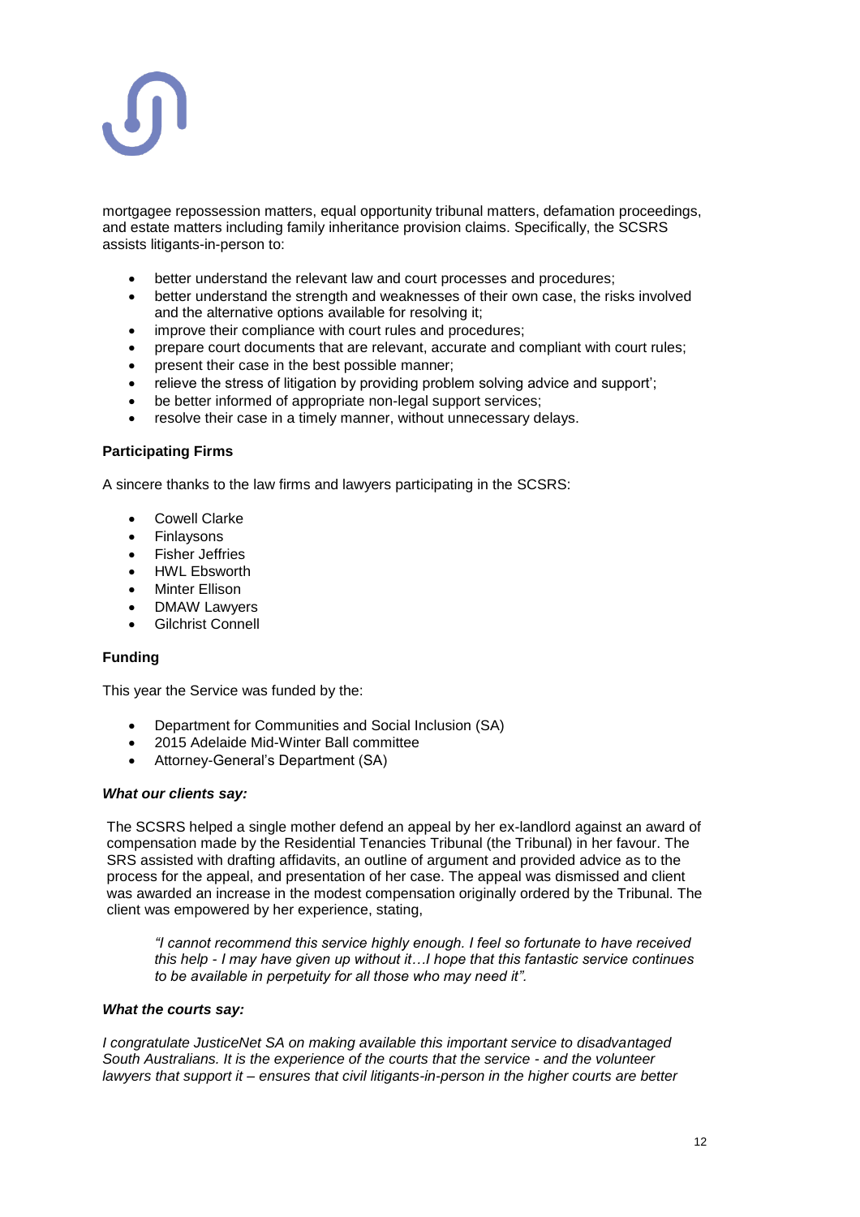mortgagee repossession matters, equal opportunity tribunal matters, defamation proceedings, and estate matters including family inheritance provision claims. Specifically, the SCSRS assists litigants-in-person to:

- better understand the relevant law and court processes and procedures;
- better understand the strength and weaknesses of their own case, the risks involved and the alternative options available for resolving it;
- improve their compliance with court rules and procedures;
- prepare court documents that are relevant, accurate and compliant with court rules;
- present their case in the best possible manner;
- relieve the stress of litigation by providing problem solving advice and support';
- be better informed of appropriate non-legal support services;
- resolve their case in a timely manner, without unnecessary delays.

**Participating Firms**

A sincere thanks to the law firms and lawyers participating in the SCSRS:

- Cowell Clarke
- Finlaysons
- Fisher Jeffries
- HWL Ebsworth
- Minter Ellison
- DMAW Lawyers
- Gilchrist Connell

**Funding**

This year the Service was funded by the:

- Department for Communities and Social Inclusion (SA)
- 2015 Adelaide Mid-Winter Ball committee
- Attorney-General's Department (SA)

***What our clients say:***

The SCSRS helped a single mother defend an appeal by her ex-landlord against an award of compensation made by the Residential Tenancies Tribunal (the Tribunal) in her favour. The SRS assisted with drafting affidavits, an outline of argument and provided advice as to the process for the appeal, and presentation of her case. The appeal was dismissed and client was awarded an increase in the modest compensation originally ordered by the Tribunal. The client was empowered by her experience, stating,

> *"I cannot recommend this service highly enough. I feel so fortunate to have received this help - I may have given up without it…I hope that this fantastic service continues to be available in perpetuity for all those who may need it".*

***What the courts say:***

*I congratulate JusticeNet SA on making available this important service to disadvantaged South Australians. It is the experience of the courts that the service - and the volunteer lawyers that support it – ensures that civil litigants-in-person in the higher courts are better*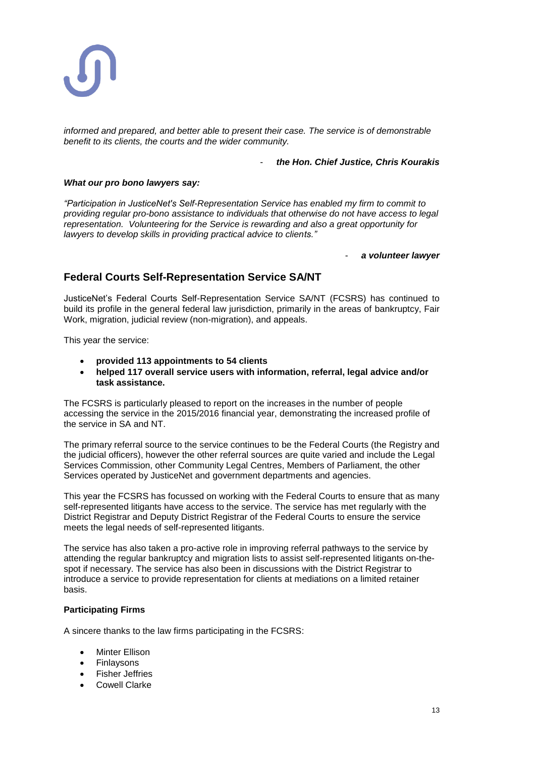*informed and prepared, and better able to present their case. The service is of demonstrable benefit to its clients, the courts and the wider community.*

- ***the Hon. Chief Justice, Chris Kourakis***

***What our pro bono lawyers say:***

*"Participation in JusticeNet's Self-Representation Service has enabled my firm to commit to providing regular pro-bono assistance to individuals that otherwise do not have access to legal representation. Volunteering for the Service is rewarding and also a great opportunity for lawyers to develop skills in providing practical advice to clients."*

- ***a volunteer lawyer***

## Federal Courts Self-Representation Service SA/NT

JusticeNet's Federal Courts Self-Representation Service SA/NT (FCSRS) has continued to build its profile in the general federal law jurisdiction, primarily in the areas of bankruptcy, Fair Work, migration, judicial review (non-migration), and appeals.

This year the service:

- **provided 113 appointments to 54 clients**
- **helped 117 overall service users with information, referral, legal advice and/or task assistance.**

The FCSRS is particularly pleased to report on the increases in the number of people accessing the service in the 2015/2016 financial year, demonstrating the increased profile of the service in SA and NT.

The primary referral source to the service continues to be the Federal Courts (the Registry and the judicial officers), however the other referral sources are quite varied and include the Legal Services Commission, other Community Legal Centres, Members of Parliament, the other Services operated by JusticeNet and government departments and agencies.

This year the FCSRS has focussed on working with the Federal Courts to ensure that as many self-represented litigants have access to the service. The service has met regularly with the District Registrar and Deputy District Registrar of the Federal Courts to ensure the service meets the legal needs of self-represented litigants.

The service has also taken a pro-active role in improving referral pathways to the service by attending the regular bankruptcy and migration lists to assist self-represented litigants on-the-spot if necessary. The service has also been in discussions with the District Registrar to introduce a service to provide representation for clients at mediations on a limited retainer basis.

**Participating Firms**

A sincere thanks to the law firms participating in the FCSRS:

- Minter Ellison
- Finlaysons
- Fisher Jeffries
- Cowell Clarke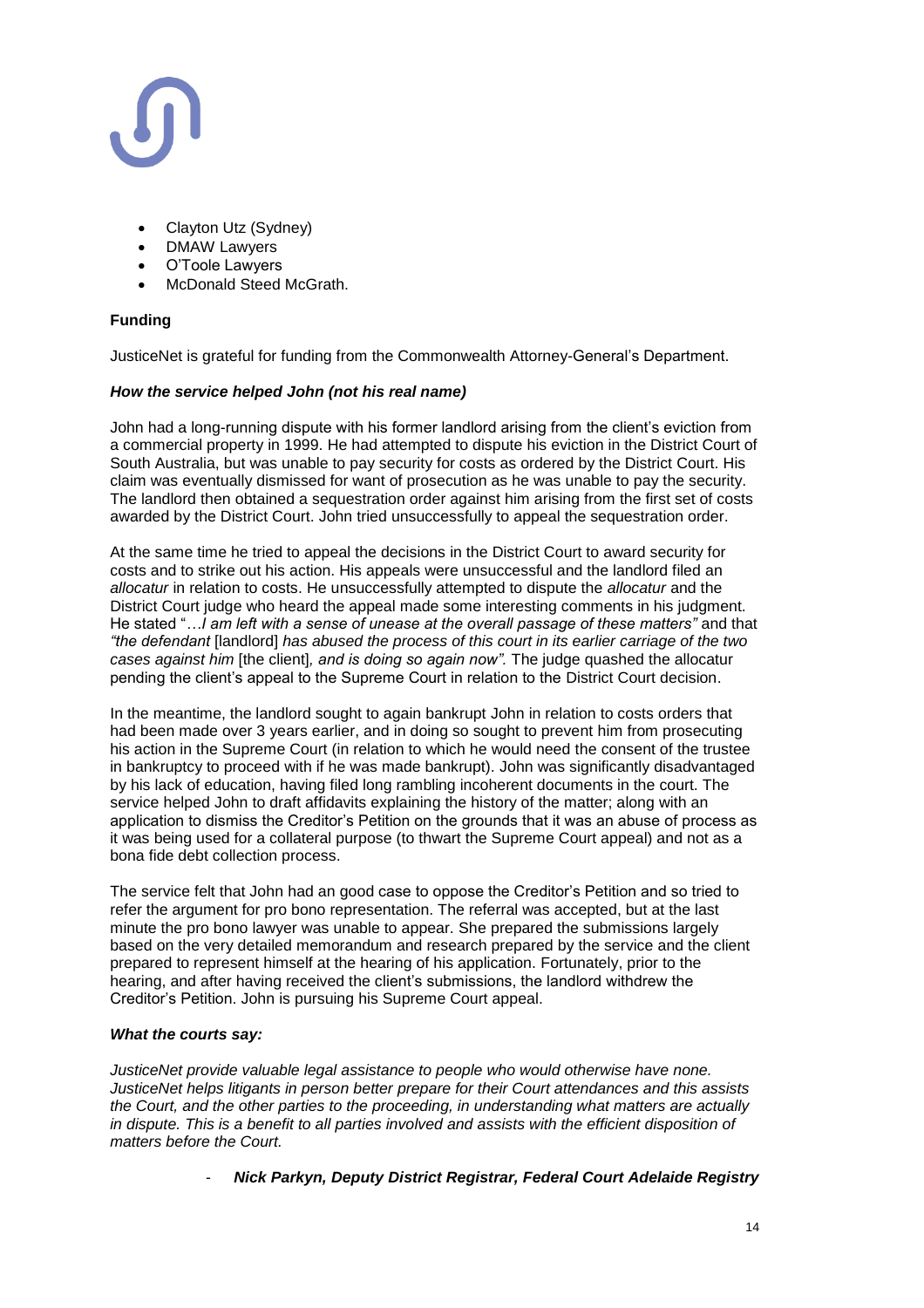- Clayton Utz (Sydney)
- DMAW Lawyers
- O'Toole Lawyers
- McDonald Steed McGrath.

**Funding**

JusticeNet is grateful for funding from the Commonwealth Attorney-General's Department.

***How the service helped John (not his real name)***

John had a long-running dispute with his former landlord arising from the client's eviction from a commercial property in 1999. He had attempted to dispute his eviction in the District Court of South Australia, but was unable to pay security for costs as ordered by the District Court. His claim was eventually dismissed for want of prosecution as he was unable to pay the security. The landlord then obtained a sequestration order against him arising from the first set of costs awarded by the District Court. John tried unsuccessfully to appeal the sequestration order.

At the same time he tried to appeal the decisions in the District Court to award security for costs and to strike out his action. His appeals were unsuccessful and the landlord filed an *allocatur* in relation to costs. He unsuccessfully attempted to dispute the *allocatur* and the District Court judge who heard the appeal made some interesting comments in his judgment. He stated "*…I am left with a sense of unease at the overall passage of these matters"* and that *"the defendant* [landlord] *has abused the process of this court in its earlier carriage of the two cases against him* [the client]*, and is doing so again now".* The judge quashed the allocatur pending the client's appeal to the Supreme Court in relation to the District Court decision.

In the meantime, the landlord sought to again bankrupt John in relation to costs orders that had been made over 3 years earlier, and in doing so sought to prevent him from prosecuting his action in the Supreme Court (in relation to which he would need the consent of the trustee in bankruptcy to proceed with if he was made bankrupt). John was significantly disadvantaged by his lack of education, having filed long rambling incoherent documents in the court. The service helped John to draft affidavits explaining the history of the matter; along with an application to dismiss the Creditor's Petition on the grounds that it was an abuse of process as it was being used for a collateral purpose (to thwart the Supreme Court appeal) and not as a bona fide debt collection process.

The service felt that John had an good case to oppose the Creditor's Petition and so tried to refer the argument for pro bono representation. The referral was accepted, but at the last minute the pro bono lawyer was unable to appear. She prepared the submissions largely based on the very detailed memorandum and research prepared by the service and the client prepared to represent himself at the hearing of his application. Fortunately, prior to the hearing, and after having received the client's submissions, the landlord withdrew the Creditor's Petition. John is pursuing his Supreme Court appeal.

***What the courts say:***

*JusticeNet provide valuable legal assistance to people who would otherwise have none. JusticeNet helps litigants in person better prepare for their Court attendances and this assists the Court, and the other parties to the proceeding, in understanding what matters are actually in dispute. This is a benefit to all parties involved and assists with the efficient disposition of matters before the Court.*

- ***Nick Parkyn, Deputy District Registrar, Federal Court Adelaide Registry***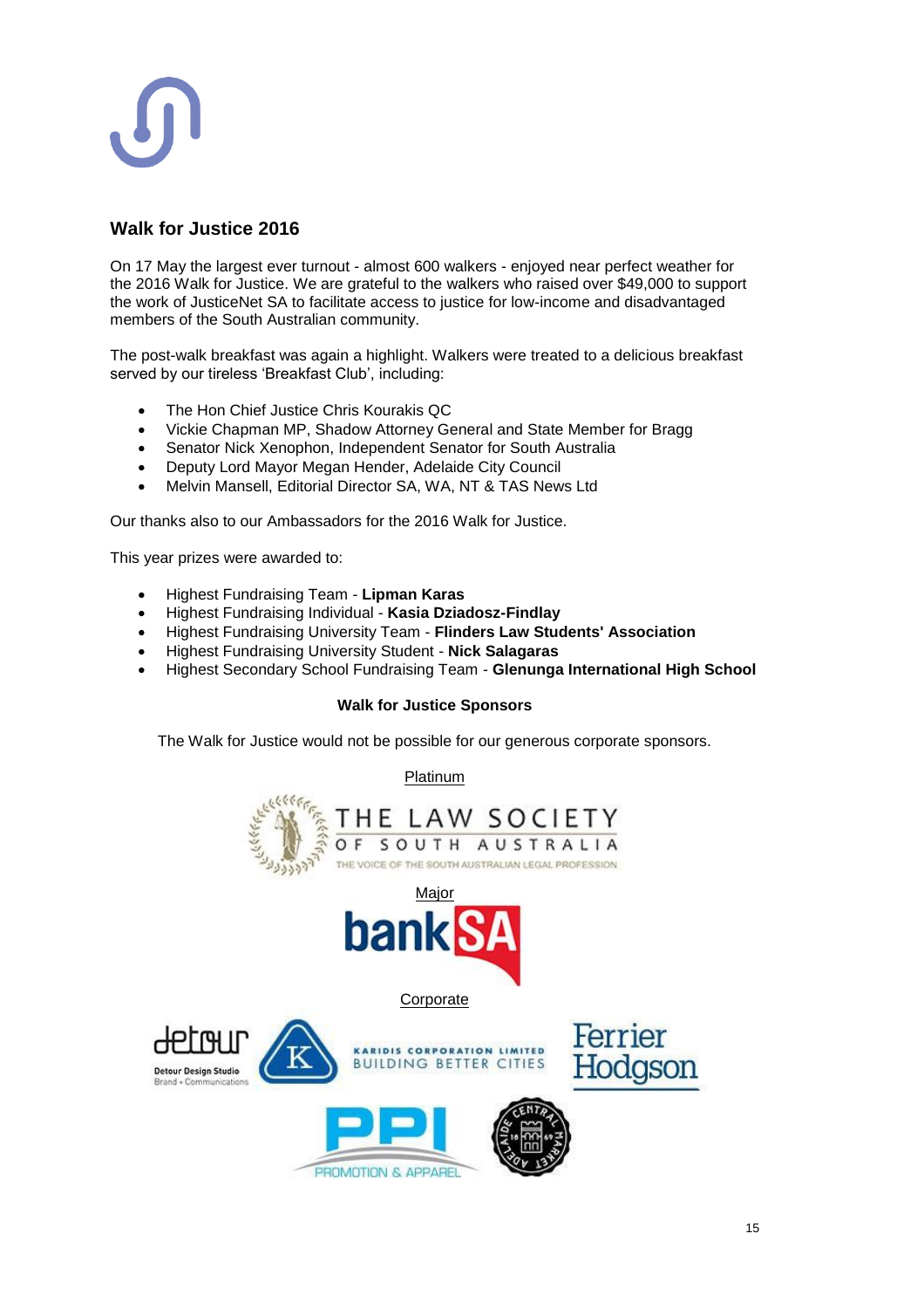## Walk for Justice 2016

On 17 May the largest ever turnout - almost 600 walkers - enjoyed near perfect weather for the 2016 Walk for Justice. We are grateful to the walkers who raised over $49,000 to support the work of JusticeNet SA to facilitate access to justice for low-income and disadvantaged members of the South Australian community.

The post-walk breakfast was again a highlight. Walkers were treated to a delicious breakfast served by our tireless 'Breakfast Club', including:

- The Hon Chief Justice Chris Kourakis QC
- Vickie Chapman MP, Shadow Attorney General and State Member for Bragg
- Senator Nick Xenophon, Independent Senator for South Australia
- Deputy Lord Mayor Megan Hender, Adelaide City Council
- Melvin Mansell, Editorial Director SA, WA, NT & TAS News Ltd

Our thanks also to our Ambassadors for the 2016 Walk for Justice.

This year prizes were awarded to:

- Highest Fundraising Team - **Lipman Karas**
- Highest Fundraising Individual - **Kasia Dziadosz-Findlay**
- Highest Fundraising University Team - **Flinders Law Students' Association**
- Highest Fundraising University Student - **Nick Salagaras**
- Highest Secondary School Fundraising Team - **Glenunga International High School**

**Walk for Justice Sponsors**

The Walk for Justice would not be possible for our generous corporate sponsors.

Platinum

THE LAW SOCIETY OF SOUTH AUSTRALIA
THE VOICE OF THE SOUTH AUSTRALIAN LEGAL PROFESSION

Major

bankSA

Corporate

Detour Design Studio
Brand + Communications

KARIDIS CORPORATION LIMITED
BUILDING BETTER CITIES

Ferrier Hodgson

PPI
PROMOTION & APPAREL

Adelaide Central Market 1869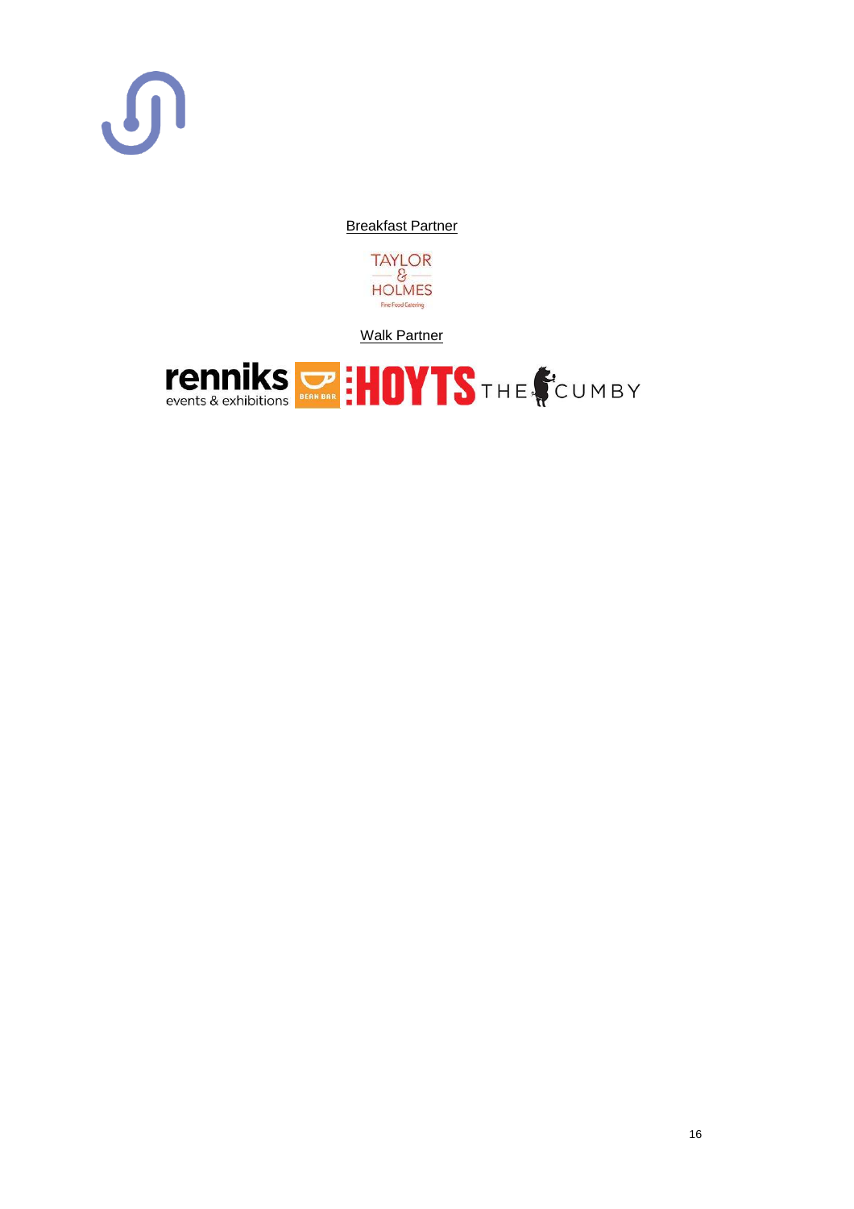Breakfast Partner

TAYLOR & HOLMES Fine Food Catering

Walk Partner

renniks events & exhibitions BEAN BAR HOYTS THE CUMBY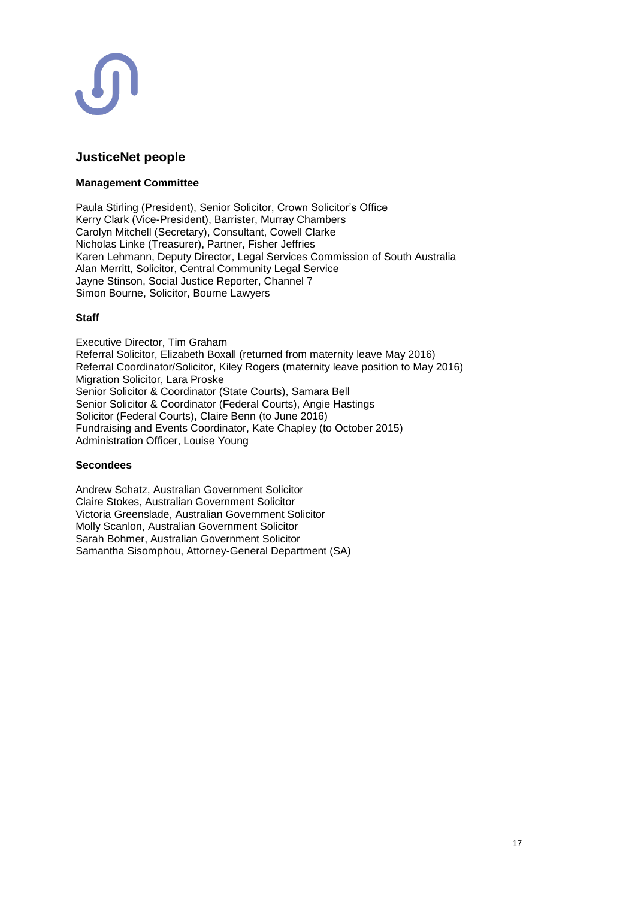## JusticeNet people

### Management Committee

Paula Stirling (President), Senior Solicitor, Crown Solicitor's Office
Kerry Clark (Vice-President), Barrister, Murray Chambers
Carolyn Mitchell (Secretary), Consultant, Cowell Clarke
Nicholas Linke (Treasurer), Partner, Fisher Jeffries
Karen Lehmann, Deputy Director, Legal Services Commission of South Australia
Alan Merritt, Solicitor, Central Community Legal Service
Jayne Stinson, Social Justice Reporter, Channel 7
Simon Bourne, Solicitor, Bourne Lawyers

### Staff

Executive Director, Tim Graham
Referral Solicitor, Elizabeth Boxall (returned from maternity leave May 2016)
Referral Coordinator/Solicitor, Kiley Rogers (maternity leave position to May 2016)
Migration Solicitor, Lara Proske
Senior Solicitor & Coordinator (State Courts), Samara Bell
Senior Solicitor & Coordinator (Federal Courts), Angie Hastings
Solicitor (Federal Courts), Claire Benn (to June 2016)
Fundraising and Events Coordinator, Kate Chapley (to October 2015)
Administration Officer, Louise Young

### Secondees

Andrew Schatz, Australian Government Solicitor
Claire Stokes, Australian Government Solicitor
Victoria Greenslade, Australian Government Solicitor
Molly Scanlon, Australian Government Solicitor
Sarah Bohmer, Australian Government Solicitor
Samantha Sisomphou, Attorney-General Department (SA)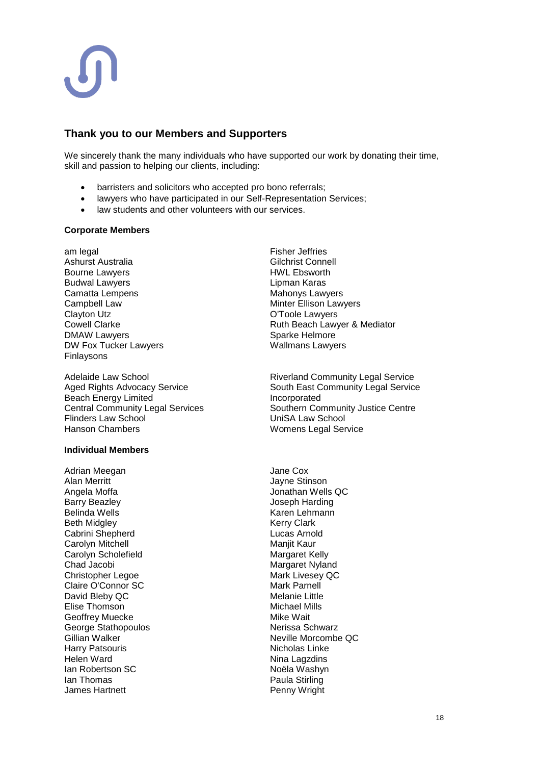## Thank you to our Members and Supporters

We sincerely thank the many individuals who have supported our work by donating their time, skill and passion to helping our clients, including:

- barristers and solicitors who accepted pro bono referrals;
- lawyers who have participated in our Self-Representation Services;
- law students and other volunteers with our services.

**Corporate Members**

am legal
Ashurst Australia
Bourne Lawyers
Budwal Lawyers
Camatta Lempens
Campbell Law
Clayton Utz
Cowell Clarke
DMAW Lawyers
DW Fox Tucker Lawyers
Finlaysons
Fisher Jeffries
Gilchrist Connell
HWL Ebsworth
Lipman Karas
Mahonys Lawyers
Minter Ellison Lawyers
O'Toole Lawyers
Ruth Beach Lawyer & Mediator
Sparke Helmore
Wallmans Lawyers

Adelaide Law School
Aged Rights Advocacy Service
Beach Energy Limited
Central Community Legal Services
Flinders Law School
Hanson Chambers
Riverland Community Legal Service
South East Community Legal Service Incorporated
Southern Community Justice Centre
UniSA Law School
Womens Legal Service

**Individual Members**

Adrian Meegan
Alan Merritt
Angela Moffa
Barry Beazley
Belinda Wells
Beth Midgley
Cabrini Shepherd
Carolyn Mitchell
Carolyn Scholefield
Chad Jacobi
Christopher Legoe
Claire O'Connor SC
David Bleby QC
Elise Thomson
Geoffrey Muecke
George Stathopoulos
Gillian Walker
Harry Patsouris
Helen Ward
Ian Robertson SC
Ian Thomas
James Hartnett
Jane Cox
Jayne Stinson
Jonathan Wells QC
Joseph Harding
Karen Lehmann
Kerry Clark
Lucas Arnold
Manjit Kaur
Margaret Kelly
Margaret Nyland
Mark Livesey QC
Mark Parnell
Melanie Little
Michael Mills
Mike Wait
Nerissa Schwarz
Neville Morcombe QC
Nicholas Linke
Nina Lagzdins
Noëla Washyn
Paula Stirling
Penny Wright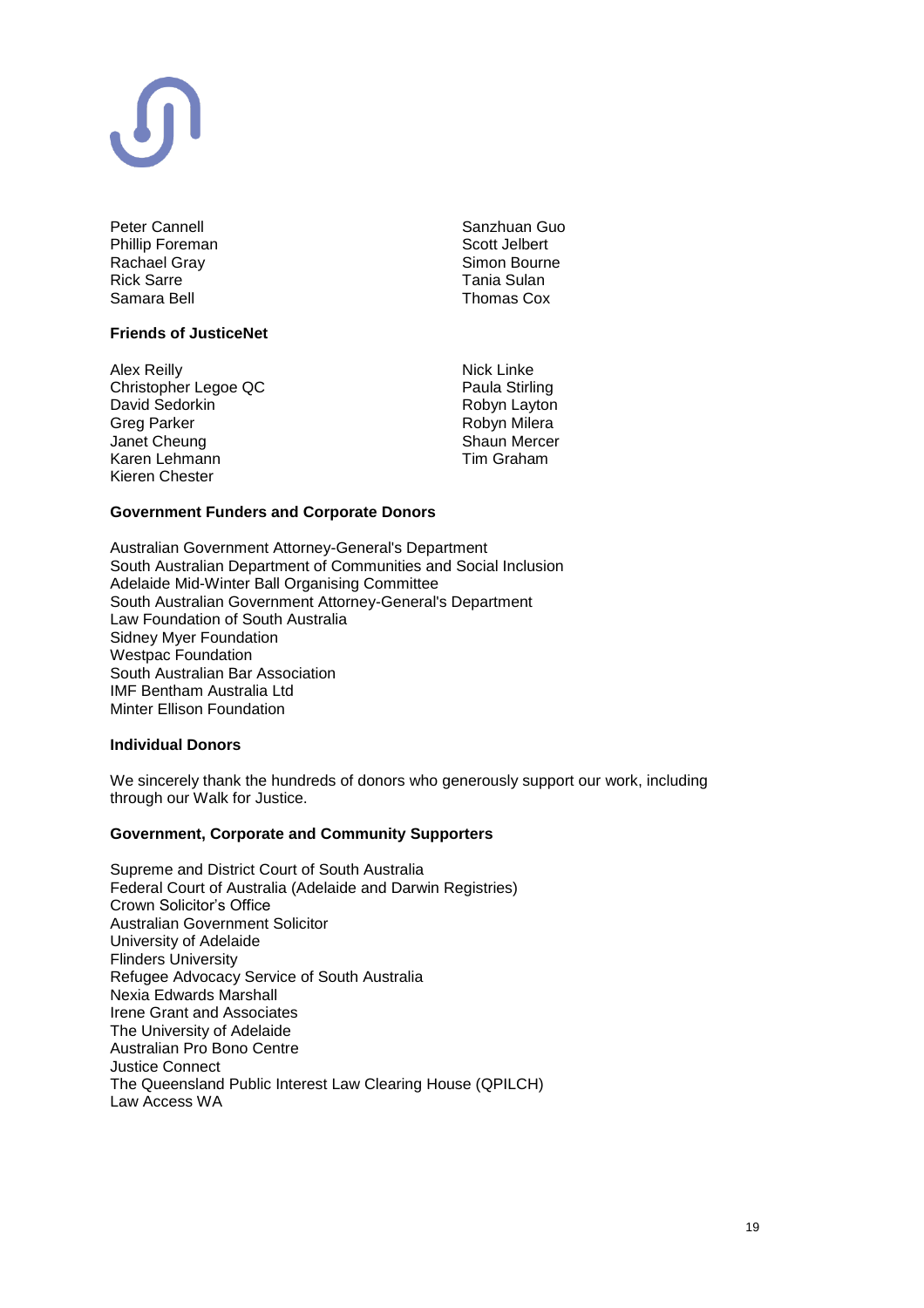Peter Cannell
Phillip Foreman
Rachael Gray
Rick Sarre
Samara Bell
Sanzhuan Guo
Scott Jelbert
Simon Bourne
Tania Sulan
Thomas Cox

**Friends of JusticeNet**

Alex Reilly
Christopher Legoe QC
David Sedorkin
Greg Parker
Janet Cheung
Karen Lehmann
Kieren Chester
Nick Linke
Paula Stirling
Robyn Layton
Robyn Milera
Shaun Mercer
Tim Graham

**Government Funders and Corporate Donors**

Australian Government Attorney-General's Department
South Australian Department of Communities and Social Inclusion
Adelaide Mid-Winter Ball Organising Committee
South Australian Government Attorney-General's Department
Law Foundation of South Australia
Sidney Myer Foundation
Westpac Foundation
South Australian Bar Association
IMF Bentham Australia Ltd
Minter Ellison Foundation

**Individual Donors**

We sincerely thank the hundreds of donors who generously support our work, including through our Walk for Justice.

**Government, Corporate and Community Supporters**

Supreme and District Court of South Australia
Federal Court of Australia (Adelaide and Darwin Registries)
Crown Solicitor's Office
Australian Government Solicitor
University of Adelaide
Flinders University
Refugee Advocacy Service of South Australia
Nexia Edwards Marshall
Irene Grant and Associates
The University of Adelaide
Australian Pro Bono Centre
Justice Connect
The Queensland Public Interest Law Clearing House (QPILCH)
Law Access WA